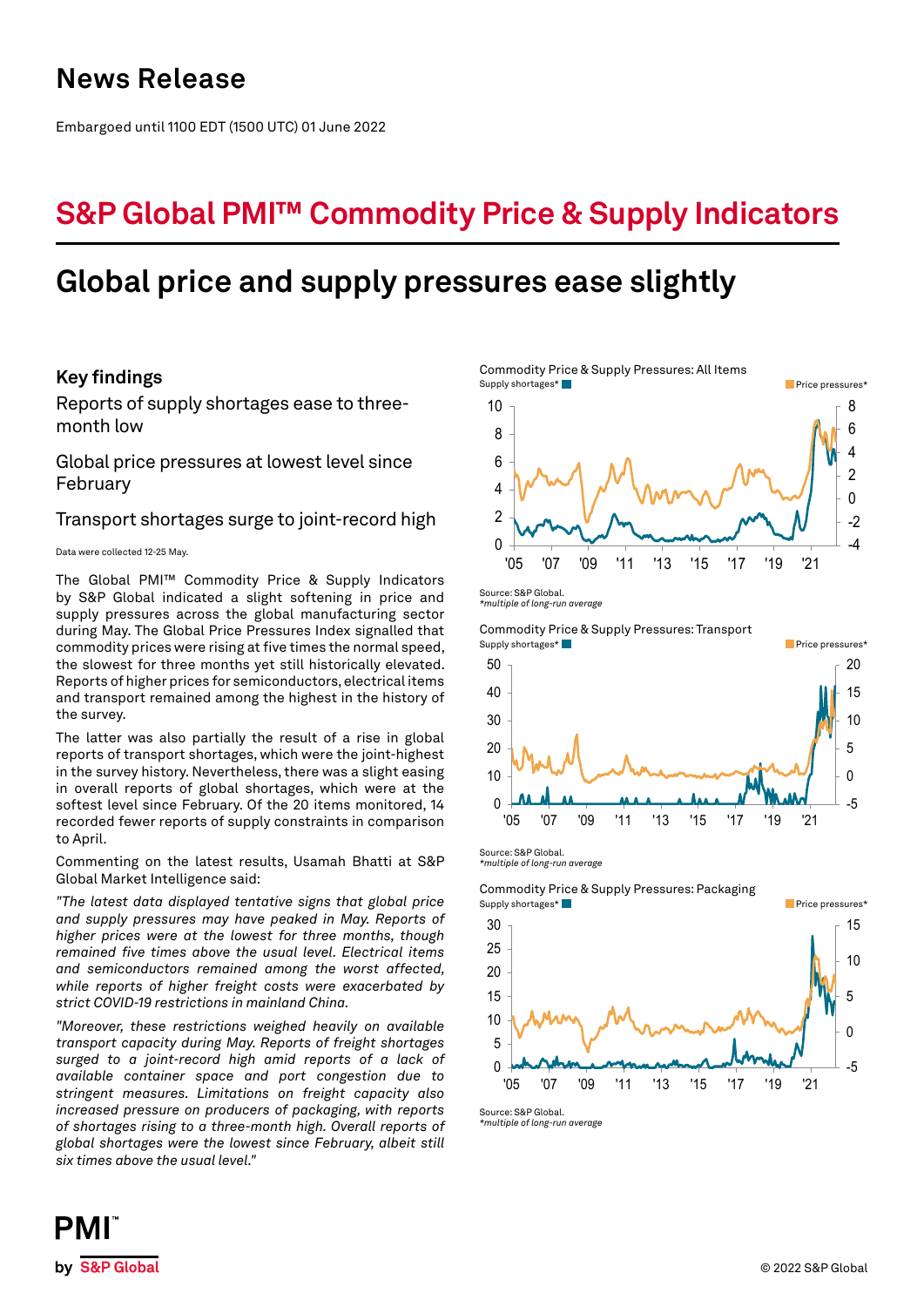# News Release

Embargoed until 1100 EDT (1500 UTC) 01 June 2022

## S&P Global PMI™ Commodity Price & Supply Indicators

# Global price and supply pressures ease slightly

### Key findings

Reports of supply shortages ease to three-month low

Global price pressures at lowest level since February

Transport shortages surge to joint-record high

Data were collected 12-25 May.

The Global PMI™ Commodity Price & Supply Indicators by S&P Global indicated a slight softening in price and supply pressures across the global manufacturing sector during May. The Global Price Pressures Index signalled that commodity prices were rising at five times the normal speed, the slowest for three months yet still historically elevated. Reports of higher prices for semiconductors, electrical items and transport remained among the highest in the history of the survey.

The latter was also partially the result of a rise in global reports of transport shortages, which were the joint-highest in the survey history. Nevertheless, there was a slight easing in overall reports of global shortages, which were at the softest level since February. Of the 20 items monitored, 14 recorded fewer reports of supply constraints in comparison to April.

Commenting on the latest results, Usamah Bhatti at S&P Global Market Intelligence said:

*"The latest data displayed tentative signs that global price and supply pressures may have peaked in May. Reports of higher prices were at the lowest for three months, though remained five times above the usual level. Electrical items and semiconductors remained among the worst affected, while reports of higher freight costs were exacerbated by strict COVID-19 restrictions in mainland China.*

*"Moreover, these restrictions weighed heavily on available transport capacity during May. Reports of freight shortages surged to a joint-record high amid reports of a lack of available container space and port congestion due to stringent measures. Limitations on freight capacity also increased pressure on producers of packaging, with reports of shortages rising to a three-month high. Overall reports of global shortages were the lowest since February, albeit still six times above the usual level."*

Commodity Price & Supply Pressures: All Items

Supply shortages* | Price pressures*

Source: S&P Global.
*multiple of long-run average

Commodity Price & Supply Pressures: Transport

Supply shortages* | Price pressures*

Source: S&P Global.
*multiple of long-run average

Commodity Price & Supply Pressures: Packaging

Supply shortages* | Price pressures*

Source: S&P Global.
*multiple of long-run average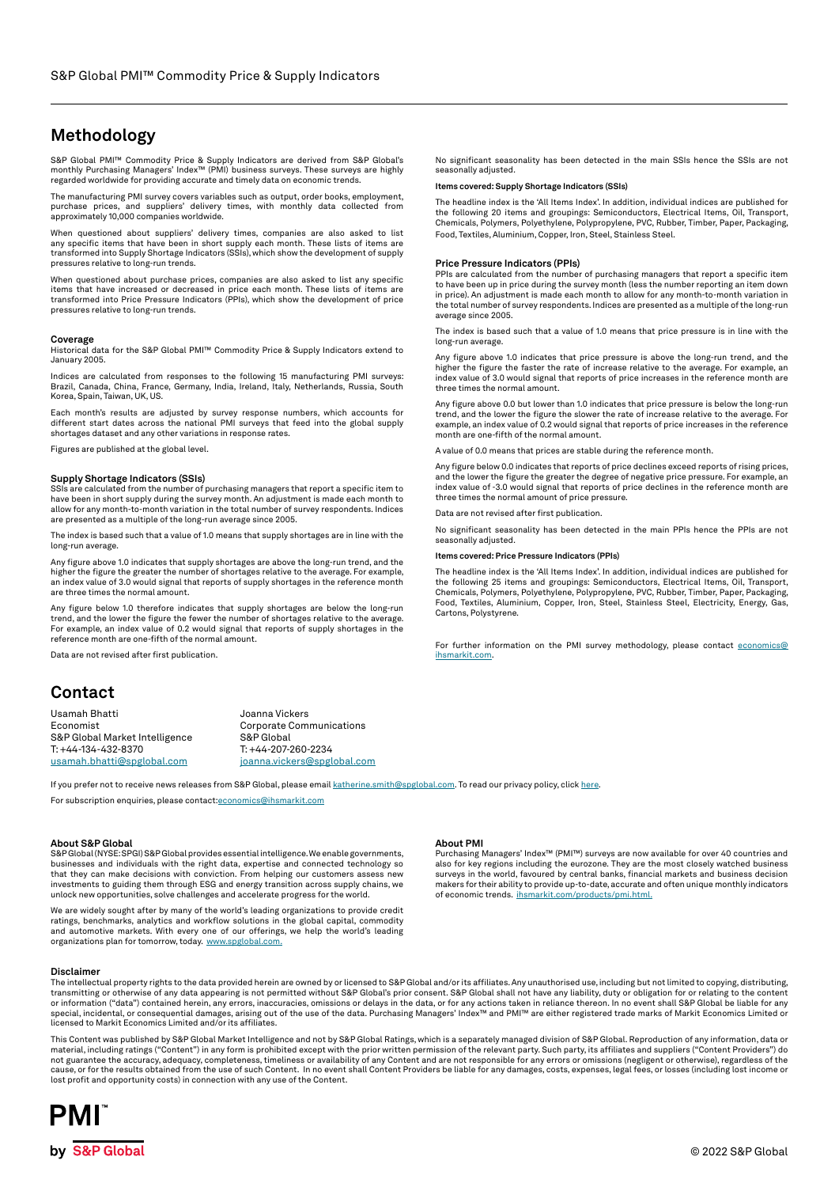# Methodology

S&P Global PMI™ Commodity Price & Supply Indicators are derived from S&P Global's monthly Purchasing Managers' Index™ (PMI) business surveys. These surveys are highly regarded worldwide for providing accurate and timely data on economic trends.

The manufacturing PMI survey covers variables such as output, order books, employment, purchase prices, and suppliers' delivery times, with monthly data collected from approximately 10,000 companies worldwide.

When questioned about suppliers' delivery times, companies are also asked to list any specific items that have been in short supply each month. These lists of items are transformed into Supply Shortage Indicators (SSIs), which show the development of supply pressures relative to long-run trends.

When questioned about purchase prices, companies are also asked to list any specific items that have increased or decreased in price each month. These lists of items are transformed into Price Pressure Indicators (PPIs), which show the development of price pressures relative to long-run trends.

### Coverage

Historical data for the S&P Global PMI™ Commodity Price & Supply Indicators extend to January 2005.

Indices are calculated from responses to the following 15 manufacturing PMI surveys: Brazil, Canada, China, France, Germany, India, Ireland, Italy, Netherlands, Russia, South Korea, Spain, Taiwan, UK, US.

Each month's results are adjusted by survey response numbers, which accounts for different start dates across the national PMI surveys that feed into the global supply shortages dataset and any other variations in response rates.

Figures are published at the global level.

### Supply Shortage Indicators (SSIs)

SSIs are calculated from the number of purchasing managers that report a specific item to have been in short supply during the survey month. An adjustment is made each month to allow for any month-to-month variation in the total number of survey respondents. Indices are presented as a multiple of the long-run average since 2005.

The index is based such that a value of 1.0 means that supply shortages are in line with the long-run average.

Any figure above 1.0 indicates that supply shortages are above the long-run trend, and the higher the figure the greater the number of shortages relative to the average. For example, an index value of 3.0 would signal that reports of supply shortages in the reference month are three times the normal amount.

Any figure below 1.0 therefore indicates that supply shortages are below the long-run trend, and the lower the figure the fewer the number of shortages relative to the average. For example, an index value of 0.2 would signal that reports of supply shortages in the reference month are one-fifth of the normal amount.

Data are not revised after first publication.

No significant seasonality has been detected in the main SSIs hence the SSIs are not seasonally adjusted.

**Items covered: Supply Shortage Indicators (SSIs)**

The headline index is the 'All Items Index'. In addition, individual indices are published for the following 20 items and groupings: Semiconductors, Electrical Items, Oil, Transport, Chemicals, Polymers, Polyethylene, Polypropylene, PVC, Rubber, Timber, Paper, Packaging, Food, Textiles, Aluminium, Copper, Iron, Steel, Stainless Steel.

### Price Pressure Indicators (PPIs)

PPIs are calculated from the number of purchasing managers that report a specific item to have been up in price during the survey month (less the number reporting an item down in price). An adjustment is made each month to allow for any month-to-month variation in the total number of survey respondents. Indices are presented as a multiple of the long-run average since 2005.

The index is based such that a value of 1.0 means that price pressure is in line with the long-run average.

Any figure above 1.0 indicates that price pressure is above the long-run trend, and the higher the figure the faster the rate of increase relative to the average. For example, an index value of 3.0 would signal that reports of price increases in the reference month are three times the normal amount.

Any figure above 0.0 but lower than 1.0 indicates that price pressure is below the long-run trend, and the lower the figure the slower the rate of increase relative to the average. For example, an index value of 0.2 would signal that reports of price increases in the reference month are one-fifth of the normal amount.

A value of 0.0 means that prices are stable during the reference month.

Any figure below 0.0 indicates that reports of price declines exceed reports of rising prices, and the lower the figure the greater the degree of negative price pressure. For example, an index value of -3.0 would signal that reports of price declines in the reference month are three times the normal amount of price pressure.

Data are not revised after first publication.

No significant seasonality has been detected in the main PPIs hence the PPIs are not seasonally adjusted.

**Items covered: Price Pressure Indicators (PPIs)**

The headline index is the 'All Items Index'. In addition, individual indices are published for the following 25 items and groupings: Semiconductors, Electrical Items, Oil, Transport, Chemicals, Polymers, Polyethylene, Polypropylene, PVC, Rubber, Timber, Paper, Packaging, Food, Textiles, Aluminium, Copper, Iron, Steel, Stainless Steel, Electricity, Energy, Gas, Cartons, Polystyrene.

For further information on the PMI survey methodology, please contact economics@ihsmarkit.com.

# Contact

Usamah Bhatti
Economist
S&P Global Market Intelligence
T: +44-134-432-8370
usamah.bhatti@spglobal.com

Joanna Vickers
Corporate Communications
S&P Global
T: +44-207-260-2234
joanna.vickers@spglobal.com

If you prefer not to receive news releases from S&P Global, please email katherine.smith@spglobal.com. To read our privacy policy, click here.

For subscription enquiries, please contact:economics@ihsmarkit.com

### About S&P Global

S&P Global (NYSE: SPGI) S&P Global provides essential intelligence. We enable governments, businesses and individuals with the right data, expertise and connected technology so that they can make decisions with conviction. From helping our customers assess new investments to guiding them through ESG and energy transition across supply chains, we unlock new opportunities, solve challenges and accelerate progress for the world.

We are widely sought after by many of the world's leading organizations to provide credit ratings, benchmarks, analytics and workflow solutions in the global capital, commodity and automotive markets. With every one of our offerings, we help the world's leading organizations plan for tomorrow, today. www.spglobal.com.

### About PMI

Purchasing Managers' Index™ (PMI™) surveys are now available for over 40 countries and also for key regions including the eurozone. They are the most closely watched business surveys in the world, favoured by central banks, financial markets and business decision makers for their ability to provide up-to-date, accurate and often unique monthly indicators of economic trends. ihsmarkit.com/products/pmi.html.

### Disclaimer

The intellectual property rights to the data provided herein are owned by or licensed to S&P Global and/or its affiliates. Any unauthorised use, including but not limited to copying, distributing, transmitting or otherwise of any data appearing is not permitted without S&P Global's prior consent. S&P Global shall not have any liability, duty or obligation for or relating to the content or information ("data") contained herein, any errors, inaccuracies, omissions or delays in the data, or for any actions taken in reliance thereon. In no event shall S&P Global be liable for any special, incidental, or consequential damages, arising out of the use of the data. Purchasing Managers' Index™ and PMI™ are either registered trade marks of Markit Economics Limited or licensed to Markit Economics Limited and/or its affiliates.

This Content was published by S&P Global Market Intelligence and not by S&P Global Ratings, which is a separately managed division of S&P Global. Reproduction of any information, data or material, including ratings ("Content") in any form is prohibited except with the prior written permission of the relevant party. Such party, its affiliates and suppliers ("Content Providers") do not guarantee the accuracy, adequacy, completeness, timeliness or availability of any Content and are not responsible for any errors or omissions (negligent or otherwise), regardless of the cause, or for the results obtained from the use of such Content. In no event shall Content Providers be liable for any damages, costs, expenses, legal fees, or losses (including lost income or lost profit and opportunity costs) in connection with any use of the Content.

PMI™ by S&P Global

© 2022 S&P Global